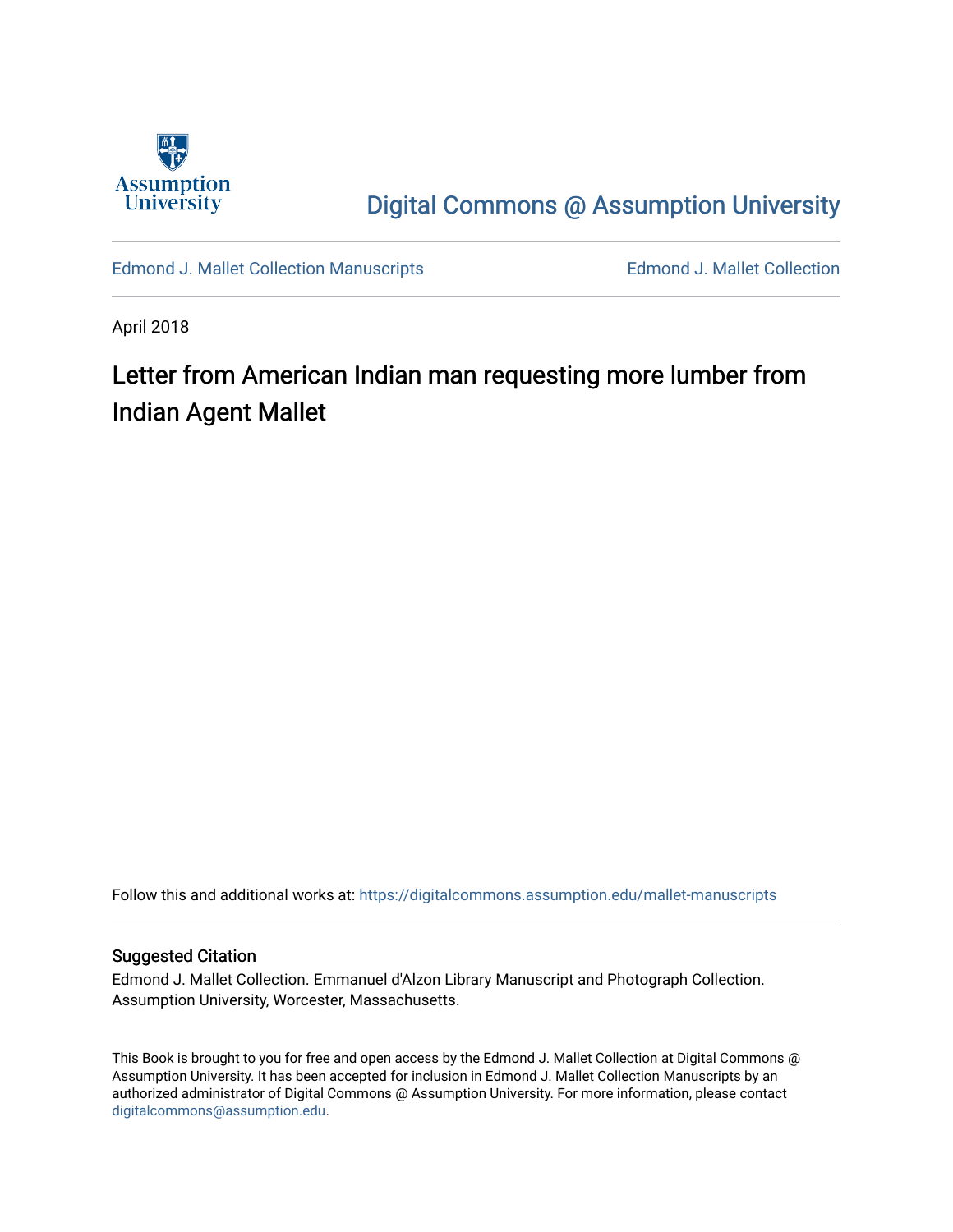Assumption University

Digital Commons @ Assumption University

Edmond J. Mallet Collection Manuscripts

Edmond J. Mallet Collection

April 2018

# Letter from American Indian man requesting more lumber from Indian Agent Mallet

Follow this and additional works at: https://digitalcommons.assumption.edu/mallet-manuscripts

## Suggested Citation

Edmond J. Mallet Collection. Emmanuel d'Alzon Library Manuscript and Photograph Collection. Assumption University, Worcester, Massachusetts.

This Book is brought to you for free and open access by the Edmond J. Mallet Collection at Digital Commons @ Assumption University. It has been accepted for inclusion in Edmond J. Mallet Collection Manuscripts by an authorized administrator of Digital Commons @ Assumption University. For more information, please contact digitalcommons@assumption.edu.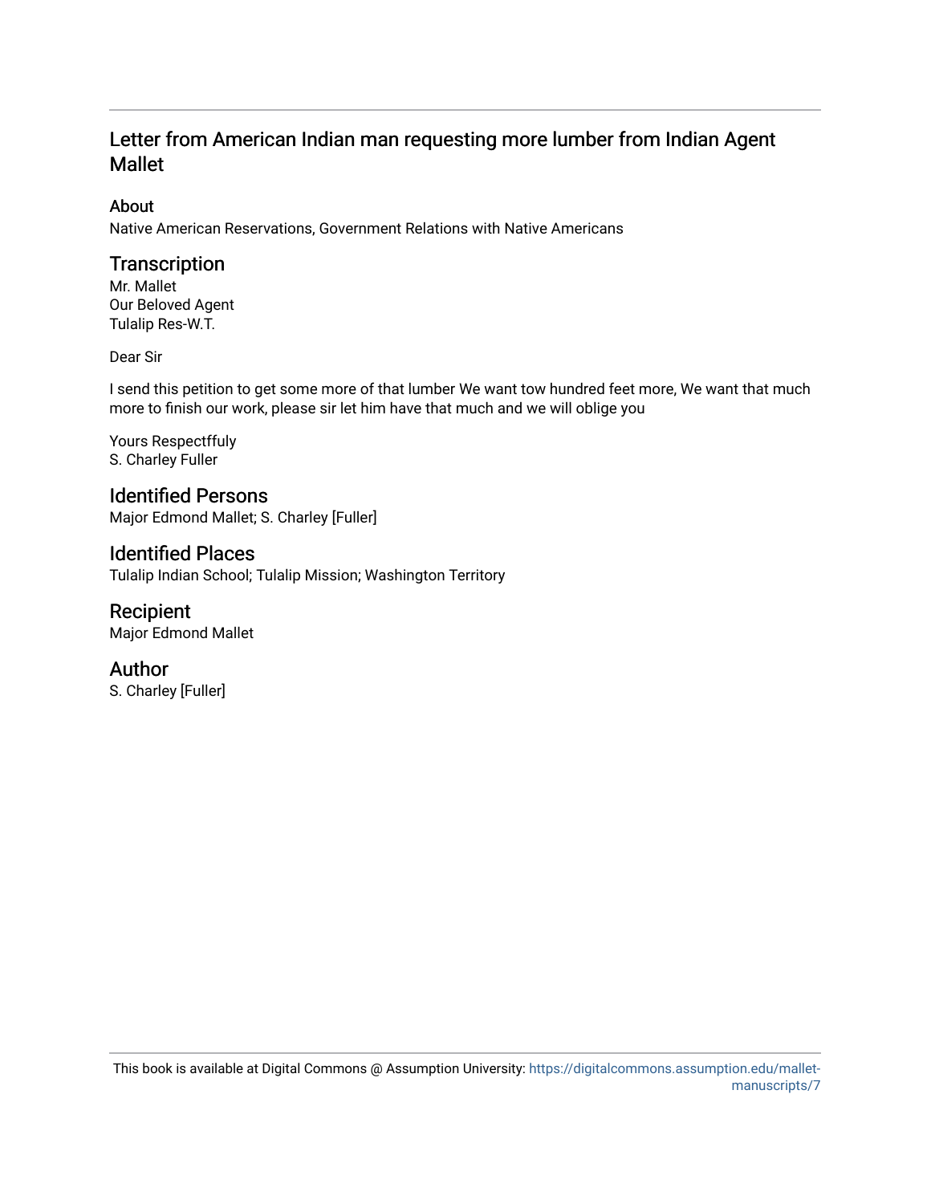# Letter from American Indian man requesting more lumber from Indian Agent Mallet

## About

Native American Reservations, Government Relations with Native Americans

## Transcription

Mr. Mallet
Our Beloved Agent
Tulalip Res-W.T.

Dear Sir

I send this petition to get some more of that lumber We want tow hundred feet more, We want that much more to finish our work, please sir let him have that much and we will oblige you

Yours Respectffuly
S. Charley Fuller

## Identified Persons

Major Edmond Mallet; S. Charley [Fuller]

## Identified Places

Tulalip Indian School; Tulalip Mission; Washington Territory

## Recipient

Major Edmond Mallet

## Author

S. Charley [Fuller]

This book is available at Digital Commons @ Assumption University: https://digitalcommons.assumption.edu/mallet-manuscripts/7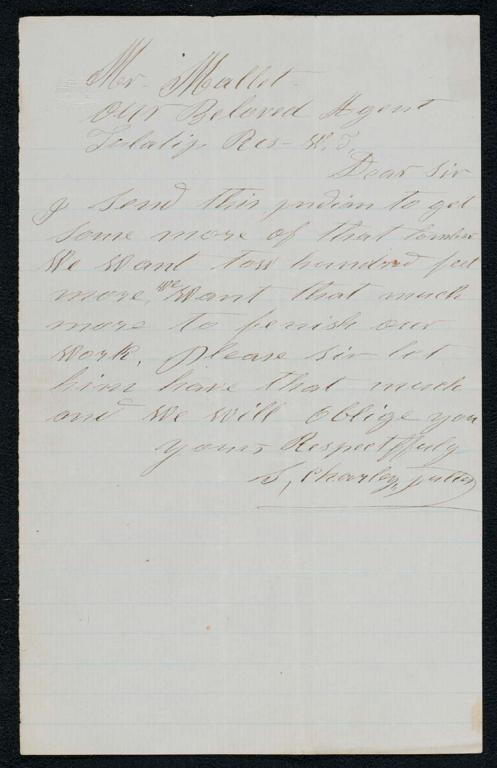Mr. Mallet

Our Beloved Agent

Tulalip Res- W. T.

Dear sir

I send this Indian to get some more of that lumber We want Tow hundred feet more, we want that much more to finish our work, Please sir let him have that much and we will oblige you

yours Respectfully

S. Charley Jutter